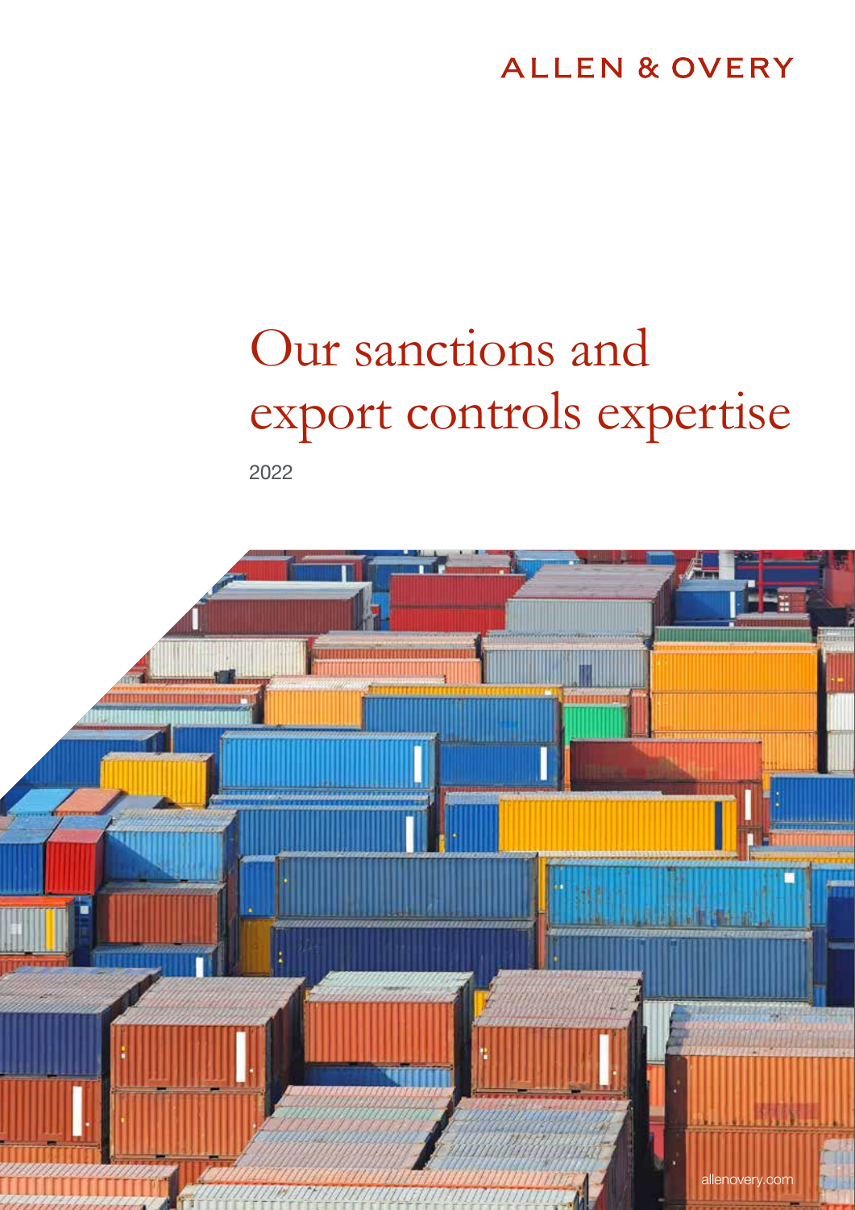ALLEN & OVERY

# Our sanctions and export controls expertise

2022

allenovery.com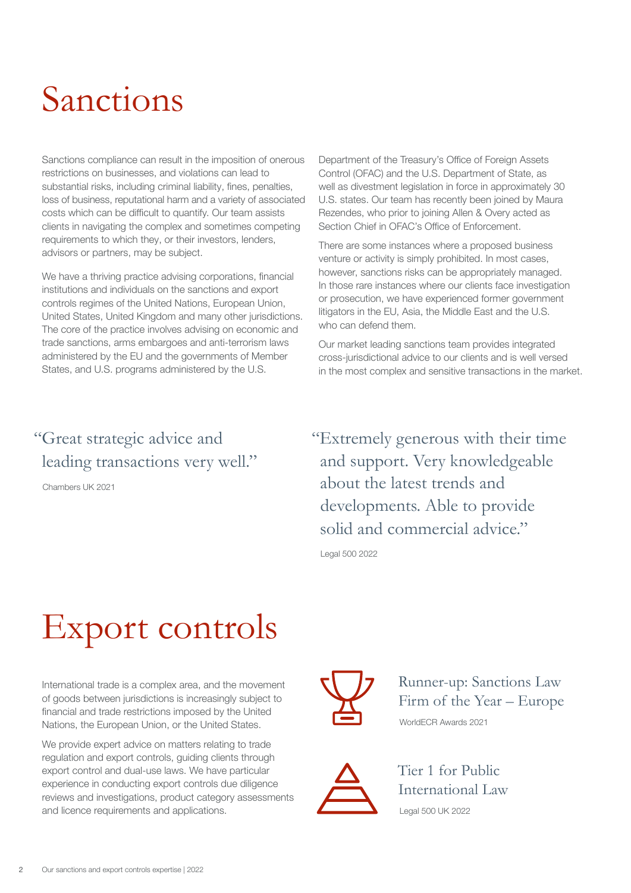# Sanctions

Sanctions compliance can result in the imposition of onerous restrictions on businesses, and violations can lead to substantial risks, including criminal liability, fines, penalties, loss of business, reputational harm and a variety of associated costs which can be difficult to quantify. Our team assists clients in navigating the complex and sometimes competing requirements to which they, or their investors, lenders, advisors or partners, may be subject.

We have a thriving practice advising corporations, financial institutions and individuals on the sanctions and export controls regimes of the United Nations, European Union, United States, United Kingdom and many other jurisdictions. The core of the practice involves advising on economic and trade sanctions, arms embargoes and anti-terrorism laws administered by the EU and the governments of Member States, and U.S. programs administered by the U.S. Department of the Treasury's Office of Foreign Assets Control (OFAC) and the U.S. Department of State, as well as divestment legislation in force in approximately 30 U.S. states. Our team has recently been joined by Maura Rezendes, who prior to joining Allen & Overy acted as Section Chief in OFAC's Office of Enforcement.

There are some instances where a proposed business venture or activity is simply prohibited. In most cases, however, sanctions risks can be appropriately managed. In those rare instances where our clients face investigation or prosecution, we have experienced former government litigators in the EU, Asia, the Middle East and the U.S. who can defend them.

Our market leading sanctions team provides integrated cross-jurisdictional advice to our clients and is well versed in the most complex and sensitive transactions in the market.

"Great strategic advice and leading transactions very well."

Chambers UK 2021

"Extremely generous with their time and support. Very knowledgeable about the latest trends and developments. Able to provide solid and commercial advice."

Legal 500 2022

# Export controls

International trade is a complex area, and the movement of goods between jurisdictions is increasingly subject to financial and trade restrictions imposed by the United Nations, the European Union, or the United States.

We provide expert advice on matters relating to trade regulation and export controls, guiding clients through export control and dual-use laws. We have particular experience in conducting export controls due diligence reviews and investigations, product category assessments and licence requirements and applications.

Runner-up: Sanctions Law Firm of the Year – Europe

WorldECR Awards 2021

Tier 1 for Public International Law

Legal 500 UK 2022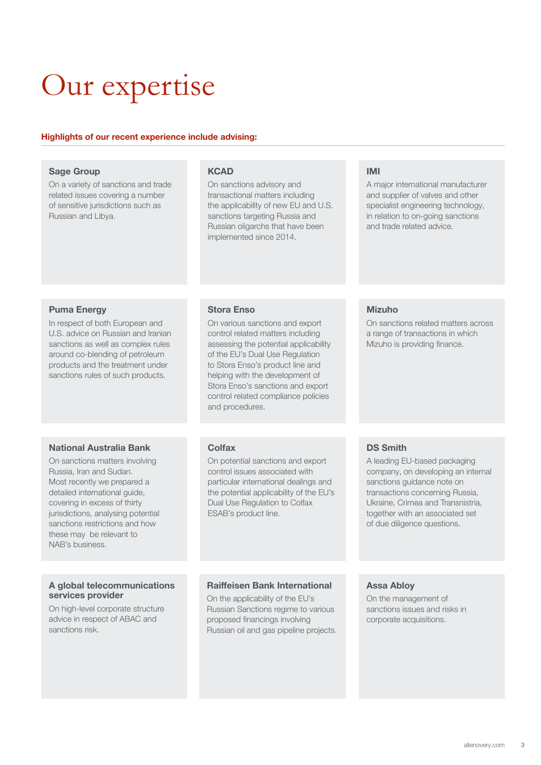# Our expertise

**Highlights of our recent experience include advising:**

### Sage Group

On a variety of sanctions and trade related issues covering a number of sensitive jurisdictions such as Russian and Libya.

### KCAD

On sanctions advisory and transactional matters including the applicability of new EU and U.S. sanctions targeting Russia and Russian oligarchs that have been implemented since 2014.

### IMI

A major international manufacturer and supplier of valves and other specialist engineering technology, in relation to on-going sanctions and trade related advice.

### Puma Energy

In respect of both European and U.S. advice on Russian and Iranian sanctions as well as complex rules around co-blending of petroleum products and the treatment under sanctions rules of such products.

### Stora Enso

On various sanctions and export control related matters including assessing the potential applicability of the EU's Dual Use Regulation to Stora Enso's product line and helping with the development of Stora Enso's sanctions and export control related compliance policies and procedures.

### Mizuho

On sanctions related matters across a range of transactions in which Mizuho is providing finance.

### National Australia Bank

On sanctions matters involving Russia, Iran and Sudan. Most recently we prepared a detailed international guide, covering in excess of thirty jurisdictions, analysing potential sanctions restrictions and how these may be relevant to NAB's business.

### Colfax

On potential sanctions and export control issues associated with particular international dealings and the potential applicability of the EU's Dual Use Regulation to Colfax ESAB's product line.

### DS Smith

A leading EU-based packaging company, on developing an internal sanctions guidance note on transactions concerning Russia, Ukraine, Crimea and Transnistria, together with an associated set of due diligence questions.

### A global telecommunications services provider

On high-level corporate structure advice in respect of ABAC and sanctions risk.

### Raiffeisen Bank International

On the applicability of the EU's Russian Sanctions regime to various proposed financings involving Russian oil and gas pipeline projects.

### Assa Abloy

On the management of sanctions issues and risks in corporate acquisitions.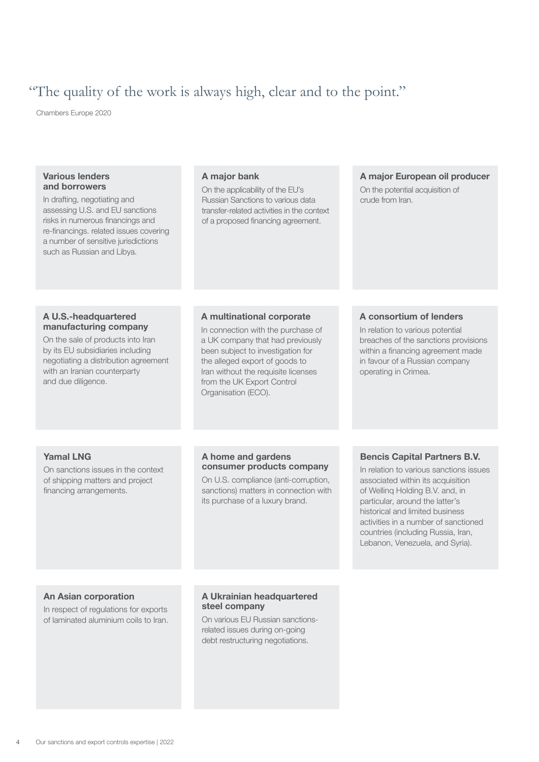"The quality of the work is always high, clear and to the point."

Chambers Europe 2020

**Various lenders and borrowers**

In drafting, negotiating and assessing U.S. and EU sanctions risks in numerous financings and re-financings. related issues covering a number of sensitive jurisdictions such as Russian and Libya.

**A major bank**

On the applicability of the EU's Russian Sanctions to various data transfer-related activities in the context of a proposed financing agreement.

**A major European oil producer**

On the potential acquisition of crude from Iran.

**A U.S.-headquartered manufacturing company**

On the sale of products into Iran by its EU subsidiaries including negotiating a distribution agreement with an Iranian counterparty and due diligence.

**A multinational corporate**

In connection with the purchase of a UK company that had previously been subject to investigation for the alleged export of goods to Iran without the requisite licenses from the UK Export Control Organisation (ECO).

**A consortium of lenders**

In relation to various potential breaches of the sanctions provisions within a financing agreement made in favour of a Russian company operating in Crimea.

**Yamal LNG**

On sanctions issues in the context of shipping matters and project financing arrangements.

**A home and gardens consumer products company**

On U.S. compliance (anti-corruption, sanctions) matters in connection with its purchase of a luxury brand.

**Bencis Capital Partners B.V.**

In relation to various sanctions issues associated within its acquisition of Welling Holding B.V. and, in particular, around the latter's historical and limited business activities in a number of sanctioned countries (including Russia, Iran, Lebanon, Venezuela, and Syria).

**An Asian corporation**

In respect of regulations for exports of laminated aluminium coils to Iran.

**A Ukrainian headquartered steel company**

On various EU Russian sanctions-related issues during on-going debt restructuring negotiations.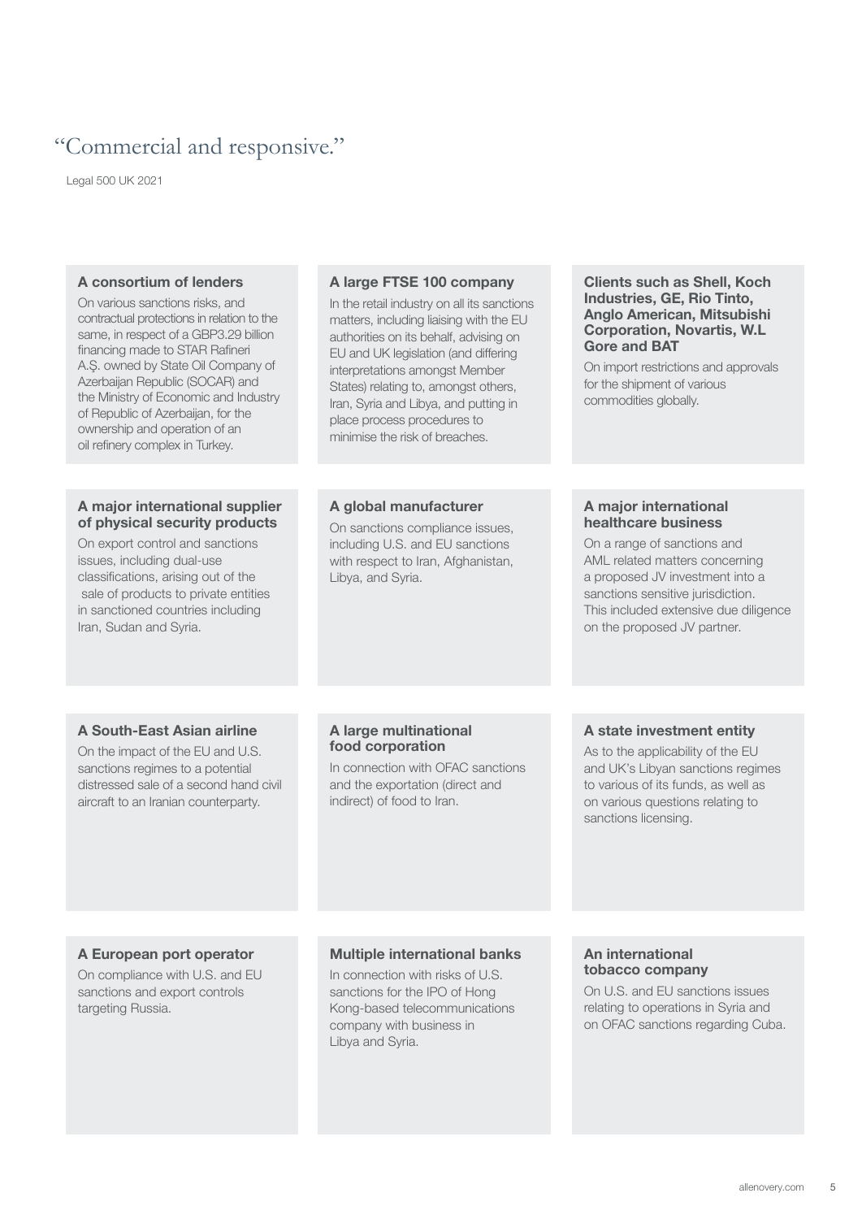"Commercial and responsive."

Legal 500 UK 2021

### A consortium of lenders

On various sanctions risks, and contractual protections in relation to the same, in respect of a GBP3.29 billion financing made to STAR Rafineri A.Ş. owned by State Oil Company of Azerbaijan Republic (SOCAR) and the Ministry of Economic and Industry of Republic of Azerbaijan, for the ownership and operation of an oil refinery complex in Turkey.

### A large FTSE 100 company

In the retail industry on all its sanctions matters, including liaising with the EU authorities on its behalf, advising on EU and UK legislation (and differing interpretations amongst Member States) relating to, amongst others, Iran, Syria and Libya, and putting in place process procedures to minimise the risk of breaches.

### Clients such as Shell, Koch Industries, GE, Rio Tinto, Anglo American, Mitsubishi Corporation, Novartis, W.L Gore and BAT

On import restrictions and approvals for the shipment of various commodities globally.

### A major international supplier of physical security products

On export control and sanctions issues, including dual-use classifications, arising out of the sale of products to private entities in sanctioned countries including Iran, Sudan and Syria.

### A global manufacturer

On sanctions compliance issues, including U.S. and EU sanctions with respect to Iran, Afghanistan, Libya, and Syria.

### A major international healthcare business

On a range of sanctions and AML related matters concerning a proposed JV investment into a sanctions sensitive jurisdiction. This included extensive due diligence on the proposed JV partner.

### A South-East Asian airline

On the impact of the EU and U.S. sanctions regimes to a potential distressed sale of a second hand civil aircraft to an Iranian counterparty.

### A large multinational food corporation

In connection with OFAC sanctions and the exportation (direct and indirect) of food to Iran.

### A state investment entity

As to the applicability of the EU and UK's Libyan sanctions regimes to various of its funds, as well as on various questions relating to sanctions licensing.

### A European port operator

On compliance with U.S. and EU sanctions and export controls targeting Russia.

### Multiple international banks

In connection with risks of U.S. sanctions for the IPO of Hong Kong-based telecommunications company with business in Libya and Syria.

### An international tobacco company

On U.S. and EU sanctions issues relating to operations in Syria and on OFAC sanctions regarding Cuba.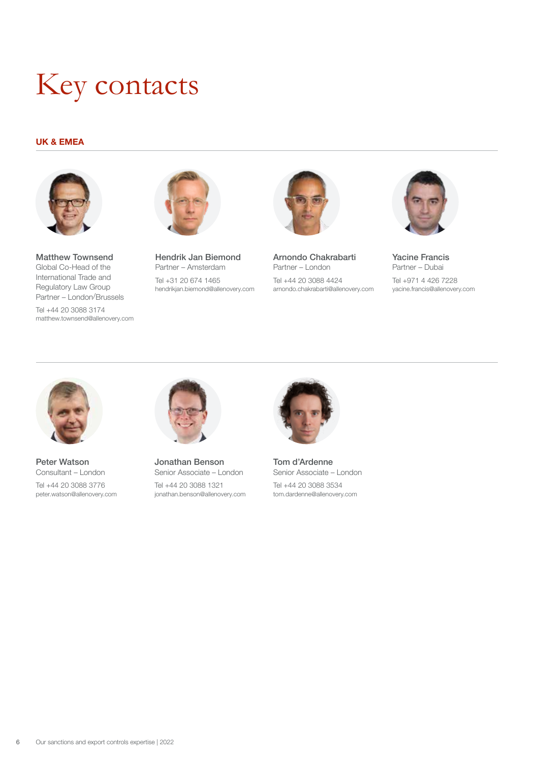# Key contacts

## UK & EMEA

**Matthew Townsend**
Global Co-Head of the International Trade and Regulatory Law Group
Partner – London/Brussels

Tel +44 20 3088 3174
matthew.townsend@allenovery.com

**Hendrik Jan Biemond**
Partner – Amsterdam

Tel +31 20 674 1465
hendrikjan.biemond@allenovery.com

**Arnondo Chakrabarti**
Partner – London

Tel +44 20 3088 4424
arnondo.chakrabarti@allenovery.com

**Yacine Francis**
Partner – Dubai

Tel +971 4 426 7228
yacine.francis@allenovery.com

**Peter Watson**
Consultant – London

Tel +44 20 3088 3776
peter.watson@allenovery.com

**Jonathan Benson**
Senior Associate – London

Tel +44 20 3088 1321
jonathan.benson@allenovery.com

**Tom d'Ardenne**
Senior Associate – London

Tel +44 20 3088 3534
tom.dardenne@allenovery.com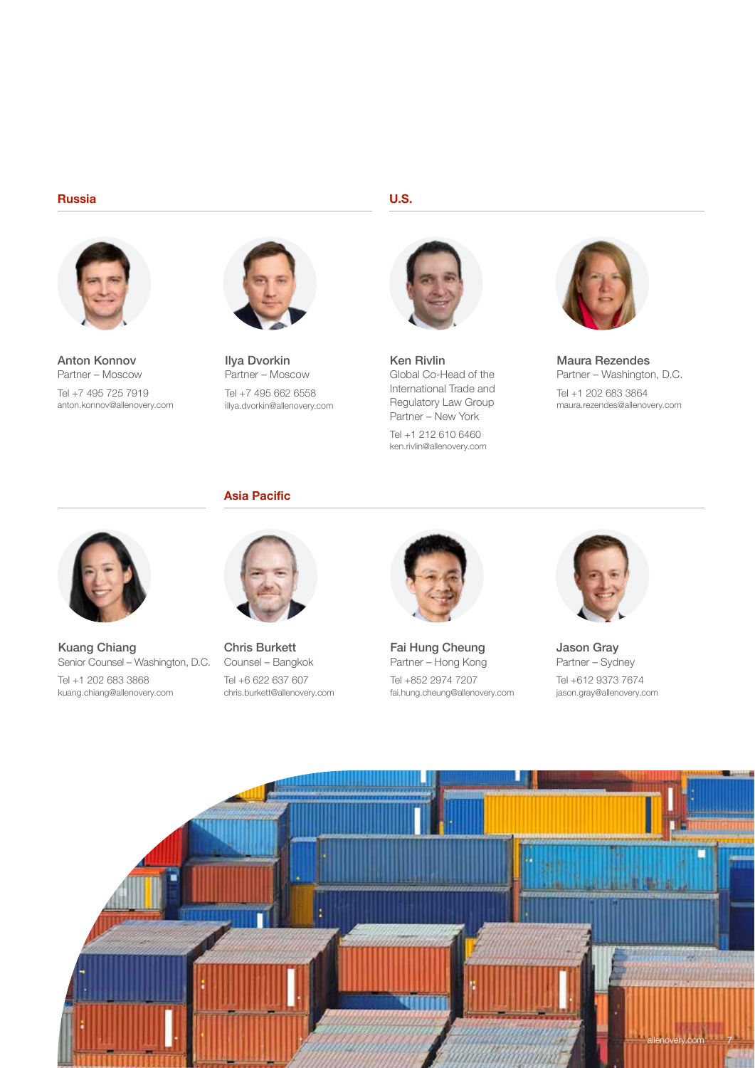## Russia

**Anton Konnov**
Partner – Moscow

Tel +7 495 725 7919
anton.konnov@allenovery.com

**Ilya Dvorkin**
Partner – Moscow

Tel +7 495 662 6558
illya.dvorkin@allenovery.com

## U.S.

**Ken Rivlin**
Global Co-Head of the International Trade and Regulatory Law Group
Partner – New York

Tel +1 212 610 6460
ken.rivlin@allenovery.com

**Maura Rezendes**
Partner – Washington, D.C.

Tel +1 202 683 3864
maura.rezendes@allenovery.com

**Kuang Chiang**
Senior Counsel – Washington, D.C.

Tel +1 202 683 3868
kuang.chiang@allenovery.com

## Asia Pacific

**Chris Burkett**
Counsel – Bangkok

Tel +6 622 637 607
chris.burkett@allenovery.com

**Fai Hung Cheung**
Partner – Hong Kong

Tel +852 2974 7207
fai.hung.cheung@allenovery.com

**Jason Gray**
Partner – Sydney

Tel +612 9373 7674
jason.gray@allenovery.com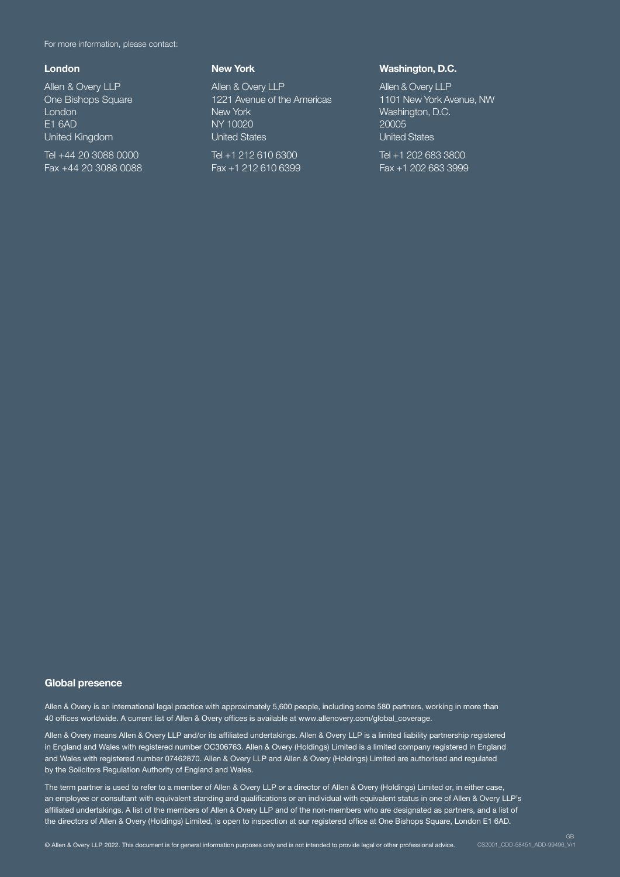For more information, please contact:

**London**

Allen & Overy LLP
One Bishops Square
London
E1 6AD
United Kingdom

Tel +44 20 3088 0000
Fax +44 20 3088 0088

**New York**

Allen & Overy LLP
1221 Avenue of the Americas
New York
NY 10020
United States

Tel +1 212 610 6300
Fax +1 212 610 6399

**Washington, D.C.**

Allen & Overy LLP
1101 New York Avenue, NW
Washington, D.C.
20005
United States

Tel +1 202 683 3800
Fax +1 202 683 3999

**Global presence**

Allen & Overy is an international legal practice with approximately 5,600 people, including some 580 partners, working in more than 40 offices worldwide. A current list of Allen & Overy offices is available at www.allenovery.com/global_coverage.

Allen & Overy means Allen & Overy LLP and/or its affiliated undertakings. Allen & Overy LLP is a limited liability partnership registered in England and Wales with registered number OC306763. Allen & Overy (Holdings) Limited is a limited company registered in England and Wales with registered number 07462870. Allen & Overy LLP and Allen & Overy (Holdings) Limited are authorised and regulated by the Solicitors Regulation Authority of England and Wales.

The term partner is used to refer to a member of Allen & Overy LLP or a director of Allen & Overy (Holdings) Limited or, in either case, an employee or consultant with equivalent standing and qualifications or an individual with equivalent status in one of Allen & Overy LLP's affiliated undertakings. A list of the members of Allen & Overy LLP and of the non-members who are designated as partners, and a list of the directors of Allen & Overy (Holdings) Limited, is open to inspection at our registered office at One Bishops Square, London E1 6AD.

© Allen & Overy LLP 2022. This document is for general information purposes only and is not intended to provide legal or other professional advice.

GB
CS2001_CDD-58451_ADD-99496_Vr1